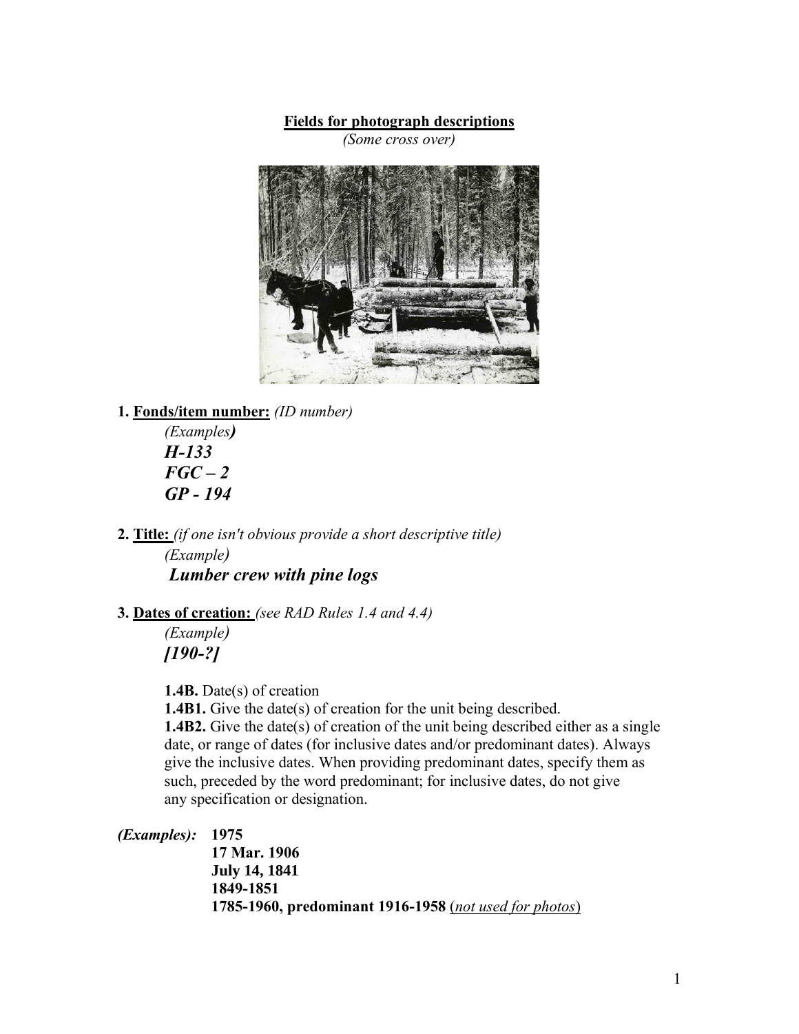**Fields for photograph descriptions**

*(Some cross over)*

1. **Fonds/item number:** *(ID number)*

   *(Examples)*

   ***H-133***
   ***FGC – 2***
   ***GP - 194***

2. **Title:** *(if one isn't obvious provide a short descriptive title)*

   *(Example)*

   ***Lumber crew with pine logs***

3. **Dates of creation:** *(see RAD Rules 1.4 and 4.4)*

   *(Example)*

   ***[190-?]***

   **1.4B.** Date(s) of creation

   **1.4B1.** Give the date(s) of creation for the unit being described.

   **1.4B2.** Give the date(s) of creation of the unit being described either as a single date, or range of dates (for inclusive dates and/or predominant dates). Always give the inclusive dates. When providing predominant dates, specify them as such, preceded by the word predominant; for inclusive dates, do not give any specification or designation.

***(Examples):*** **1975**
**17 Mar. 1906**
**July 14, 1841**
**1849-1851**
**1785-1960, predominant 1916-1958** (*not used for photos*)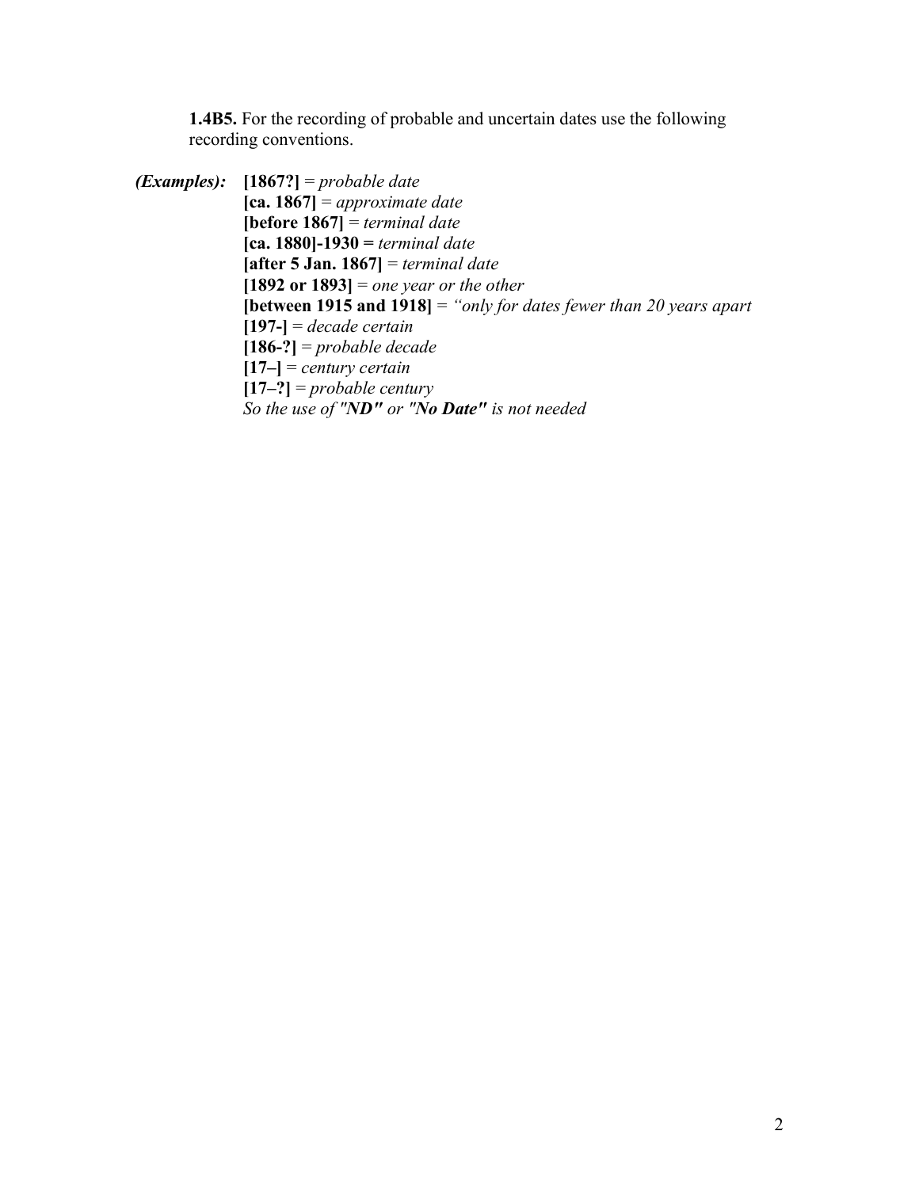**1.4B5.** For the recording of probable and uncertain dates use the following recording conventions.

***(Examples):***

**[1867?]** = *probable date*
**[ca. 1867]** = *approximate date*
**[before 1867]** = *terminal date*
**[ca. 1880]-1930 =** *terminal date*
**[after 5 Jan. 1867]** = *terminal date*
**[1892 or 1893]** = *one year or the other*
**[between 1915 and 1918]** = *"only for dates fewer than 20 years apart*
**[197-]** = *decade certain*
**[186-?]** = *probable decade*
**[17–]** = *century certain*
**[17–?]** = *probable century*
*So the use of "**ND"** or "**No Date"** is not needed*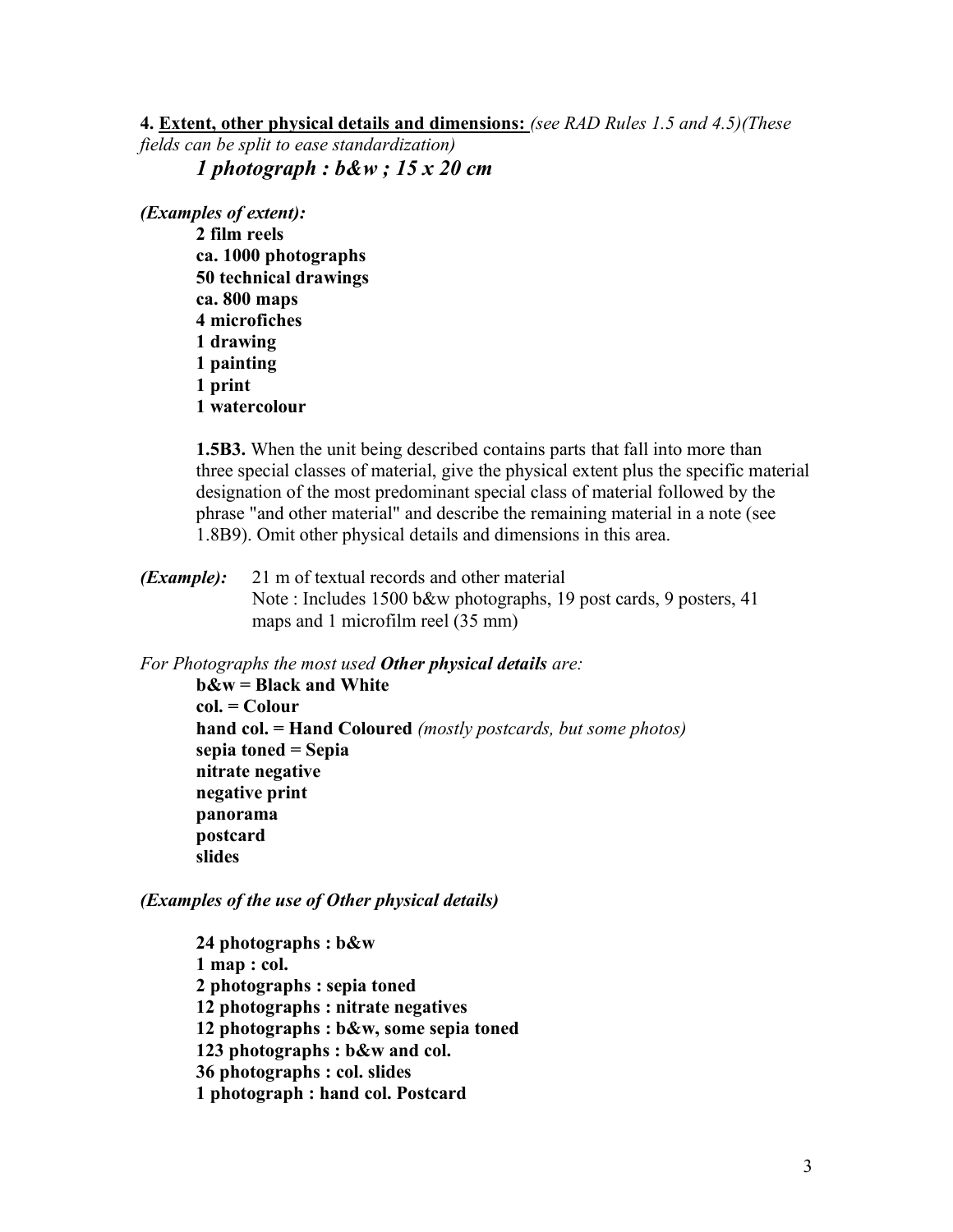**4. <u>Extent, other physical details and dimensions:</u>** *(see RAD Rules 1.5 and 4.5)(These fields can be split to ease standardization)*

***1 photograph : b&w ; 15 x 20 cm***

***(Examples of extent):***

**2 film reels**
**ca. 1000 photographs**
**50 technical drawings**
**ca. 800 maps**
**4 microfiches**
**1 drawing**
**1 painting**
**1 print**
**1 watercolour**

**1.5B3.** When the unit being described contains parts that fall into more than three special classes of material, give the physical extent plus the specific material designation of the most predominant special class of material followed by the phrase "and other material" and describe the remaining material in a note (see 1.8B9). Omit other physical details and dimensions in this area.

***(Example):*** 21 m of textual records and other material
Note : Includes 1500 b&w photographs, 19 post cards, 9 posters, 41 maps and 1 microfilm reel (35 mm)

*For Photographs the most used **Other physical details** are:*

**b&w = Black and White**
**col. = Colour**
**hand col. = Hand Coloured** *(mostly postcards, but some photos)*
**sepia toned = Sepia**
**nitrate negative**
**negative print**
**panorama**
**postcard**
**slides**

***(Examples of the use of Other physical details)***

**24 photographs : b&w**
**1 map : col.**
**2 photographs : sepia toned**
**12 photographs : nitrate negatives**
**12 photographs : b&w, some sepia toned**
**123 photographs : b&w and col.**
**36 photographs : col. slides**
**1 photograph : hand col. Postcard**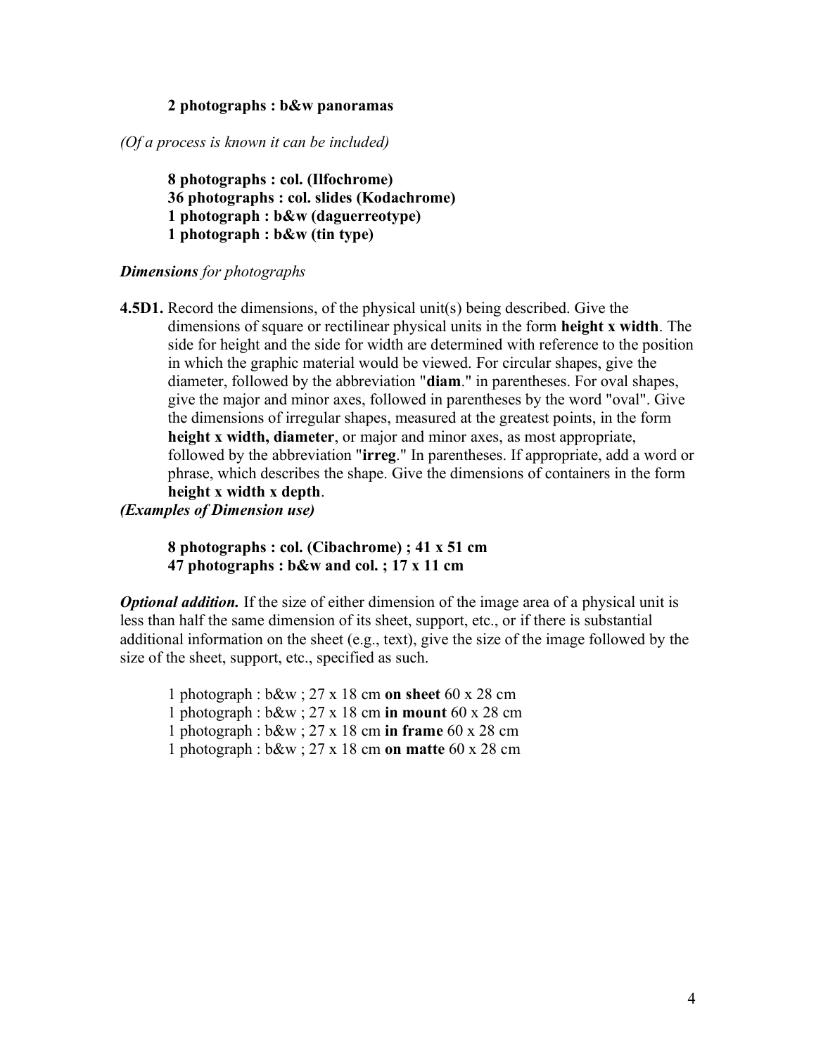**2 photographs : b&w panoramas**

*(Of a process is known it can be included)*

**8 photographs : col. (Ilfochrome)**
**36 photographs : col. slides (Kodachrome)**
**1 photograph : b&w (daguerreotype)**
**1 photograph : b&w (tin type)**

***Dimensions*** *for photographs*

**4.5D1.** Record the dimensions, of the physical unit(s) being described. Give the dimensions of square or rectilinear physical units in the form **height x width**. The side for height and the side for width are determined with reference to the position in which the graphic material would be viewed. For circular shapes, give the diameter, followed by the abbreviation "**diam**." in parentheses. For oval shapes, give the major and minor axes, followed in parentheses by the word "oval". Give the dimensions of irregular shapes, measured at the greatest points, in the form **height x width, diameter**, or major and minor axes, as most appropriate, followed by the abbreviation "**irreg**." In parentheses. If appropriate, add a word or phrase, which describes the shape. Give the dimensions of containers in the form **height x width x depth**.

***(Examples of Dimension use)***

**8 photographs : col. (Cibachrome) ; 41 x 51 cm**
**47 photographs : b&w and col. ; 17 x 11 cm**

***Optional addition.*** If the size of either dimension of the image area of a physical unit is less than half the same dimension of its sheet, support, etc., or if there is substantial additional information on the sheet (e.g., text), give the size of the image followed by the size of the sheet, support, etc., specified as such.

1 photograph : b&w ; 27 x 18 cm **on sheet** 60 x 28 cm
1 photograph : b&w ; 27 x 18 cm **in mount** 60 x 28 cm
1 photograph : b&w ; 27 x 18 cm **in frame** 60 x 28 cm
1 photograph : b&w ; 27 x 18 cm **on matte** 60 x 28 cm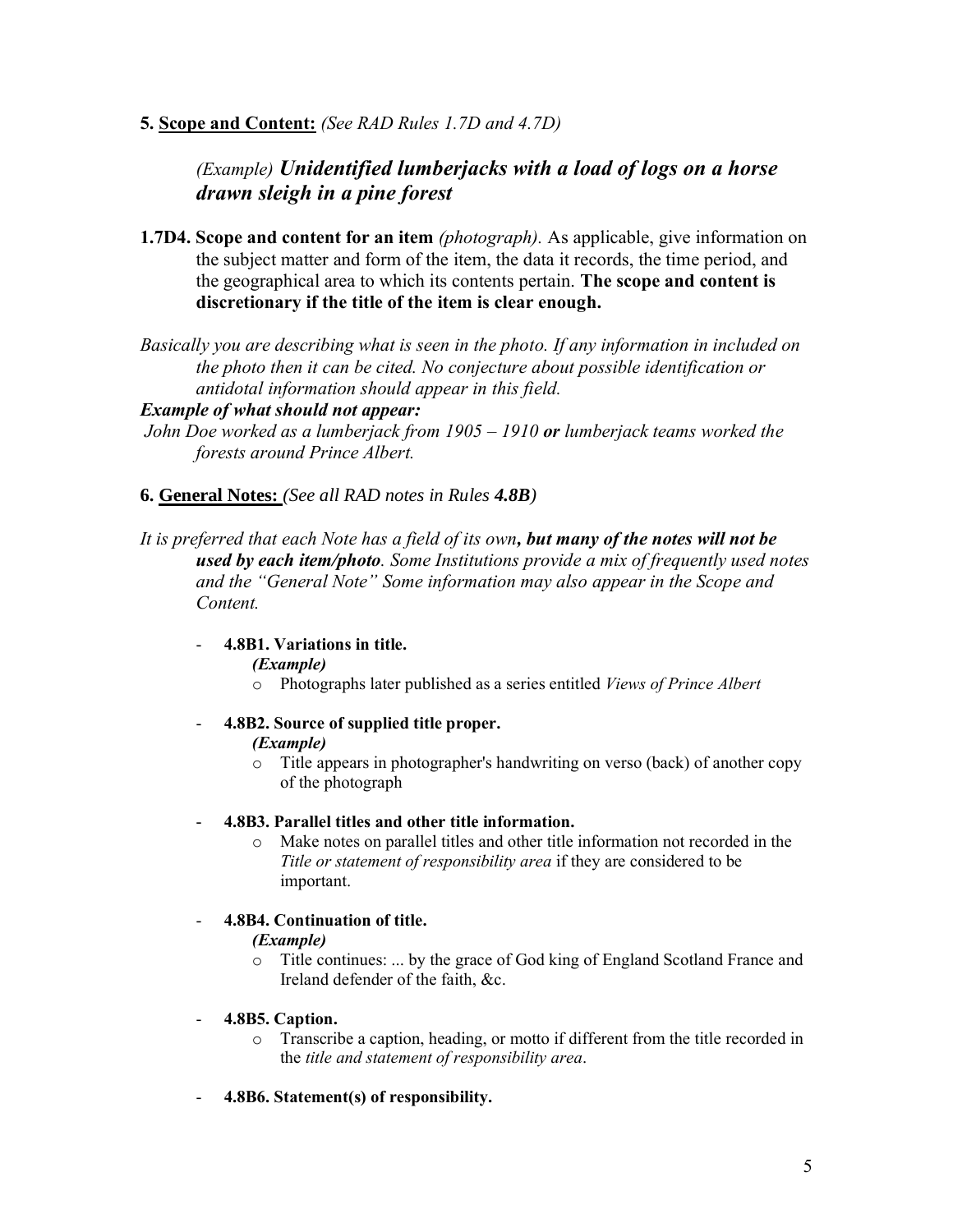**5. <u>Scope and Content:</u>** *(See RAD Rules 1.7D and 4.7D)*

> *(Example)* ***Unidentified lumberjacks with a load of logs on a horse drawn sleigh in a pine forest***

**1.7D4. Scope and content for an item** *(photograph).* As applicable, give information on the subject matter and form of the item, the data it records, the time period, and the geographical area to which its contents pertain. **The scope and content is discretionary if the title of the item is clear enough.**

*Basically you are describing what is seen in the photo. If any information in included on the photo then it can be cited. No conjecture about possible identification or antidotal information should appear in this field.*

***Example of what should not appear:***

*John Doe worked as a lumberjack from 1905 – 1910* ***or*** *lumberjack teams worked the forests around Prince Albert.*

**6. <u>General Notes:</u>** *(See all RAD notes in Rules* ***4.8B****)*

*It is preferred that each Note has a field of its own****, but many of the notes will not be used by each item/photo****. Some Institutions provide a mix of frequently used notes and the "General Note" Some information may also appear in the Scope and Content.*

- **4.8B1. Variations in title.**
  ***(Example)***
  - Photographs later published as a series entitled *Views of Prince Albert*
- **4.8B2. Source of supplied title proper.**
  ***(Example)***
  - Title appears in photographer's handwriting on verso (back) of another copy of the photograph
- **4.8B3. Parallel titles and other title information.**
  - Make notes on parallel titles and other title information not recorded in the *Title or statement of responsibility area* if they are considered to be important.
- **4.8B4. Continuation of title.**
  ***(Example)***
  - Title continues: ... by the grace of God king of England Scotland France and Ireland defender of the faith, &c.
- **4.8B5. Caption.**
  - Transcribe a caption, heading, or motto if different from the title recorded in the *title and statement of responsibility area*.
- **4.8B6. Statement(s) of responsibility.**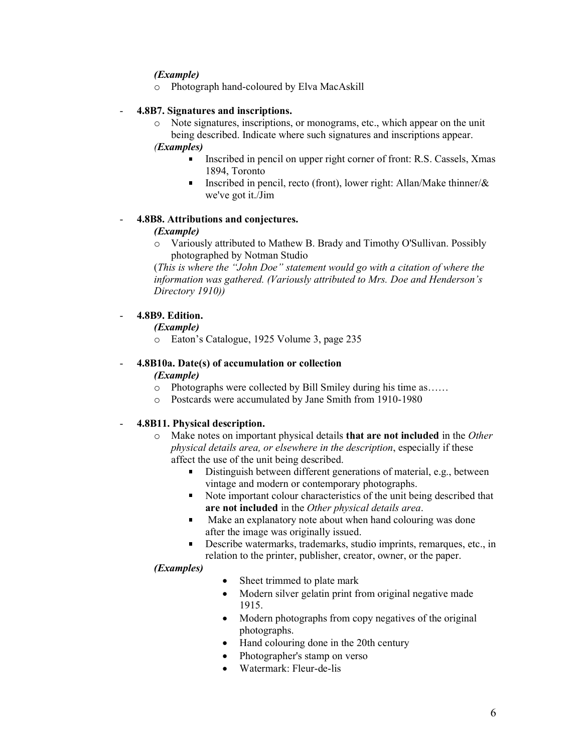*(Example)*

- Photograph hand-coloured by Elva MacAskill

- **4.8B7. Signatures and inscriptions.**
  - Note signatures, inscriptions, or monograms, etc., which appear on the unit being described. Indicate where such signatures and inscriptions appear.

  *(Examples)*
    - Inscribed in pencil on upper right corner of front: R.S. Cassels, Xmas 1894, Toronto
    - Inscribed in pencil, recto (front), lower right: Allan/Make thinner/& we've got it./Jim

- **4.8B8. Attributions and conjectures.**

  *(Example)*
  - Variously attributed to Mathew B. Brady and Timothy O'Sullivan. Possibly photographed by Notman Studio

  (*This is where the "John Doe" statement would go with a citation of where the information was gathered. (Variously attributed to Mrs. Doe and Henderson's Directory 1910)*)

- **4.8B9. Edition.**

  *(Example)*
  - Eaton's Catalogue, 1925 Volume 3, page 235

- **4.8B10a. Date(s) of accumulation or collection**

  *(Example)*
  - Photographs were collected by Bill Smiley during his time as……
  - Postcards were accumulated by Jane Smith from 1910-1980

- **4.8B11. Physical description.**
  - Make notes on important physical details **that are not included** in the *Other physical details area, or elsewhere in the description*, especially if these affect the use of the unit being described.
    - Distinguish between different generations of material, e.g., between vintage and modern or contemporary photographs.
    - Note important colour characteristics of the unit being described that **are not included** in the *Other physical details area*.
    - Make an explanatory note about when hand colouring was done after the image was originally issued.
    - Describe watermarks, trademarks, studio imprints, remarques, etc., in relation to the printer, publisher, creator, owner, or the paper.

  *(Examples)*
    - Sheet trimmed to plate mark
    - Modern silver gelatin print from original negative made 1915.
    - Modern photographs from copy negatives of the original photographs.
    - Hand colouring done in the 20th century
    - Photographer's stamp on verso
    - Watermark: Fleur-de-lis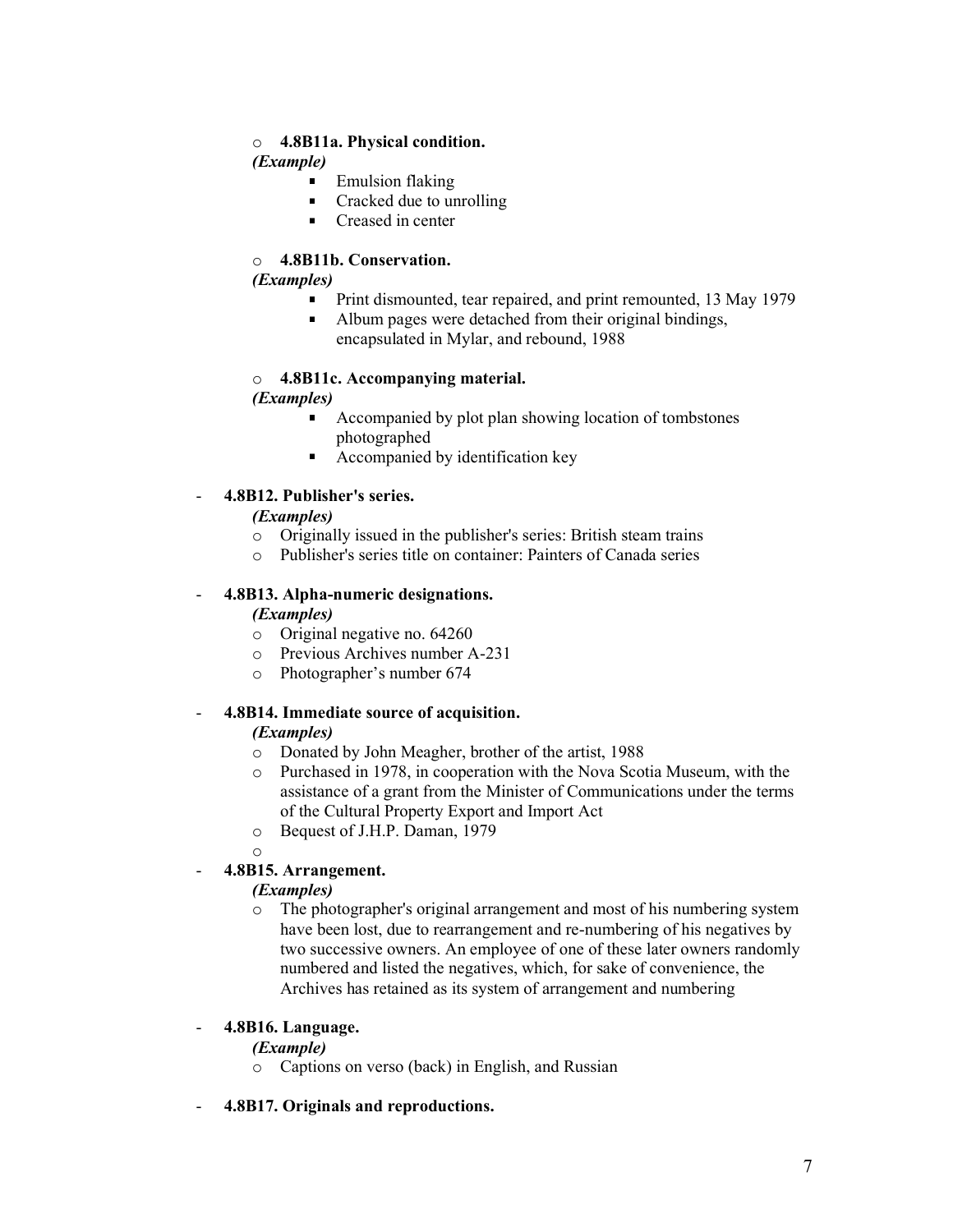- **4.8B11a. Physical condition.**
  *(Example)*
    - Emulsion flaking
    - Cracked due to unrolling
    - Creased in center

- **4.8B11b. Conservation.**
  *(Examples)*
    - Print dismounted, tear repaired, and print remounted, 13 May 1979
    - Album pages were detached from their original bindings, encapsulated in Mylar, and rebound, 1988

- **4.8B11c. Accompanying material.**
  *(Examples)*
    - Accompanied by plot plan showing location of tombstones photographed
    - Accompanied by identification key

- **4.8B12. Publisher's series.**
  *(Examples)*
  - Originally issued in the publisher's series: British steam trains
  - Publisher's series title on container: Painters of Canada series

- **4.8B13. Alpha-numeric designations.**
  *(Examples)*
  - Original negative no. 64260
  - Previous Archives number A-231
  - Photographer's number 674

- **4.8B14. Immediate source of acquisition.**
  *(Examples)*
  - Donated by John Meagher, brother of the artist, 1988
  - Purchased in 1978, in cooperation with the Nova Scotia Museum, with the assistance of a grant from the Minister of Communications under the terms of the Cultural Property Export and Import Act
  - Bequest of J.H.P. Daman, 1979

- **4.8B15. Arrangement.**
  *(Examples)*
  - The photographer's original arrangement and most of his numbering system have been lost, due to rearrangement and re-numbering of his negatives by two successive owners. An employee of one of these later owners randomly numbered and listed the negatives, which, for sake of convenience, the Archives has retained as its system of arrangement and numbering

- **4.8B16. Language.**
  *(Example)*
  - Captions on verso (back) in English, and Russian

- **4.8B17. Originals and reproductions.**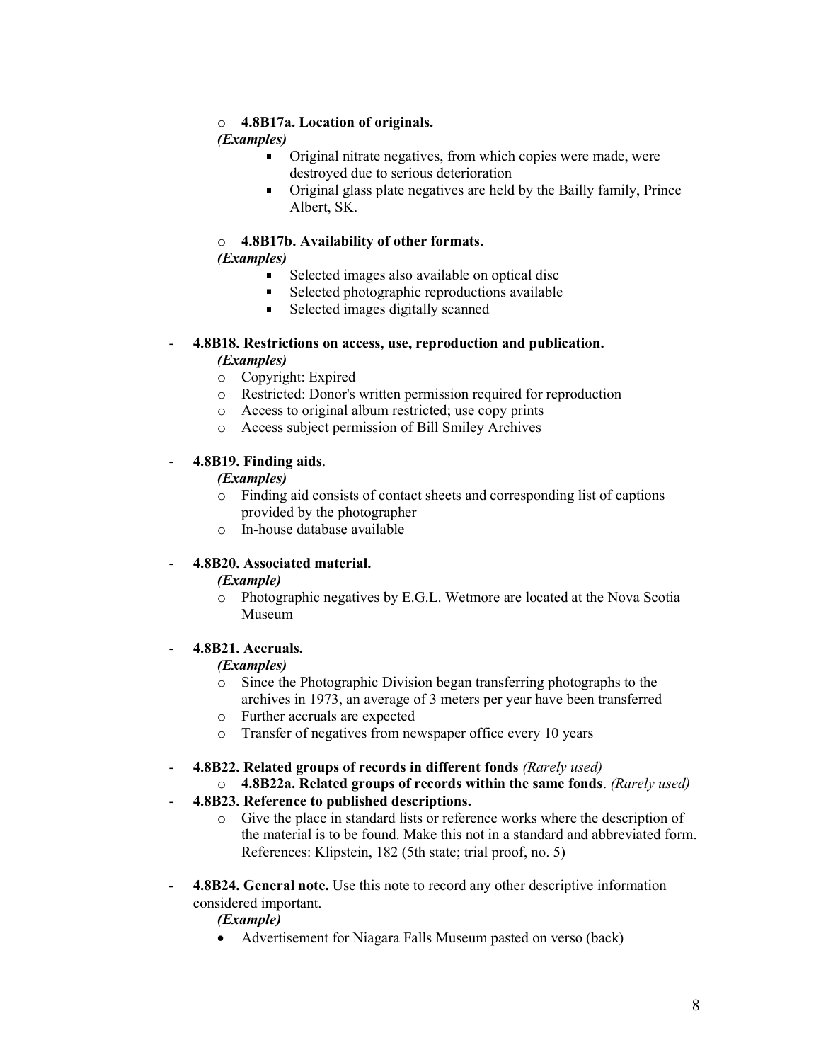- **4.8B17a. Location of originals.**
  *(Examples)*
    - Original nitrate negatives, from which copies were made, were destroyed due to serious deterioration
    - Original glass plate negatives are held by the Bailly family, Prince Albert, SK.

- **4.8B17b. Availability of other formats.**
  *(Examples)*
    - Selected images also available on optical disc
    - Selected photographic reproductions available
    - Selected images digitally scanned

- **4.8B18. Restrictions on access, use, reproduction and publication.**
  *(Examples)*
  - Copyright: Expired
  - Restricted: Donor's written permission required for reproduction
  - Access to original album restricted; use copy prints
  - Access subject permission of Bill Smiley Archives

- **4.8B19. Finding aids**.
  *(Examples)*
  - Finding aid consists of contact sheets and corresponding list of captions provided by the photographer
  - In-house database available

- **4.8B20. Associated material.**
  *(Example)*
  - Photographic negatives by E.G.L. Wetmore are located at the Nova Scotia Museum

- **4.8B21. Accruals.**
  *(Examples)*
  - Since the Photographic Division began transferring photographs to the archives in 1973, an average of 3 meters per year have been transferred
  - Further accruals are expected
  - Transfer of negatives from newspaper office every 10 years

- **4.8B22. Related groups of records in different fonds** *(Rarely used)*
  - **4.8B22a. Related groups of records within the same fonds**. *(Rarely used)*
- **4.8B23. Reference to published descriptions.**
  - Give the place in standard lists or reference works where the description of the material is to be found. Make this not in a standard and abbreviated form. References: Klipstein, 182 (5th state; trial proof, no. 5)

- **4.8B24. General note.** Use this note to record any other descriptive information considered important.
  *(Example)*
  - Advertisement for Niagara Falls Museum pasted on verso (back)